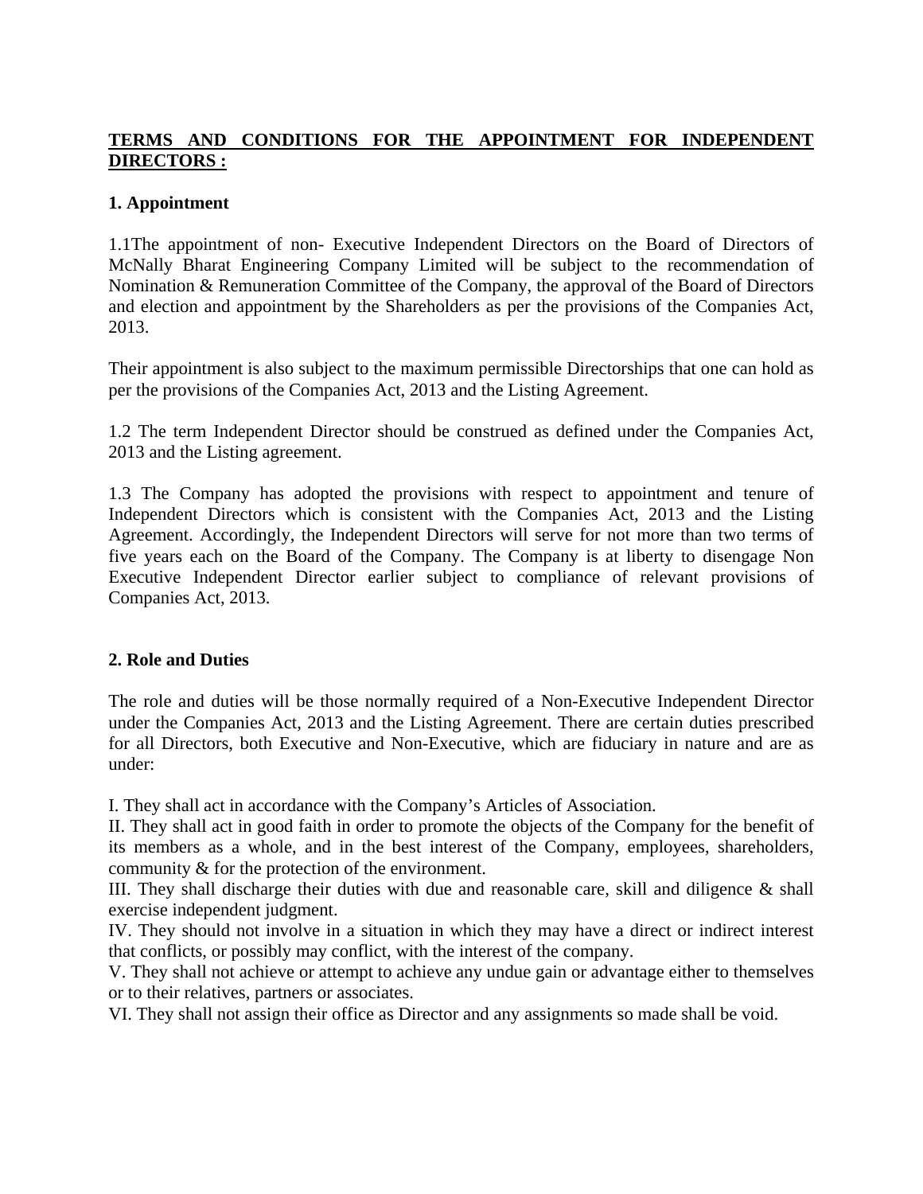**TERMS AND CONDITIONS FOR THE APPOINTMENT FOR INDEPENDENT DIRECTORS :**

**1. Appointment**

1.1The appointment of non- Executive Independent Directors on the Board of Directors of McNally Bharat Engineering Company Limited will be subject to the recommendation of Nomination & Remuneration Committee of the Company, the approval of the Board of Directors and election and appointment by the Shareholders as per the provisions of the Companies Act, 2013.

Their appointment is also subject to the maximum permissible Directorships that one can hold as per the provisions of the Companies Act, 2013 and the Listing Agreement.

1.2 The term Independent Director should be construed as defined under the Companies Act, 2013 and the Listing agreement.

1.3 The Company has adopted the provisions with respect to appointment and tenure of Independent Directors which is consistent with the Companies Act, 2013 and the Listing Agreement. Accordingly, the Independent Directors will serve for not more than two terms of five years each on the Board of the Company. The Company is at liberty to disengage Non Executive Independent Director earlier subject to compliance of relevant provisions of Companies Act, 2013.

**2. Role and Duties**

The role and duties will be those normally required of a Non-Executive Independent Director under the Companies Act, 2013 and the Listing Agreement. There are certain duties prescribed for all Directors, both Executive and Non-Executive, which are fiduciary in nature and are as under:

I. They shall act in accordance with the Company's Articles of Association.
II. They shall act in good faith in order to promote the objects of the Company for the benefit of its members as a whole, and in the best interest of the Company, employees, shareholders, community & for the protection of the environment.
III. They shall discharge their duties with due and reasonable care, skill and diligence & shall exercise independent judgment.
IV. They should not involve in a situation in which they may have a direct or indirect interest that conflicts, or possibly may conflict, with the interest of the company.
V. They shall not achieve or attempt to achieve any undue gain or advantage either to themselves or to their relatives, partners or associates.
VI. They shall not assign their office as Director and any assignments so made shall be void.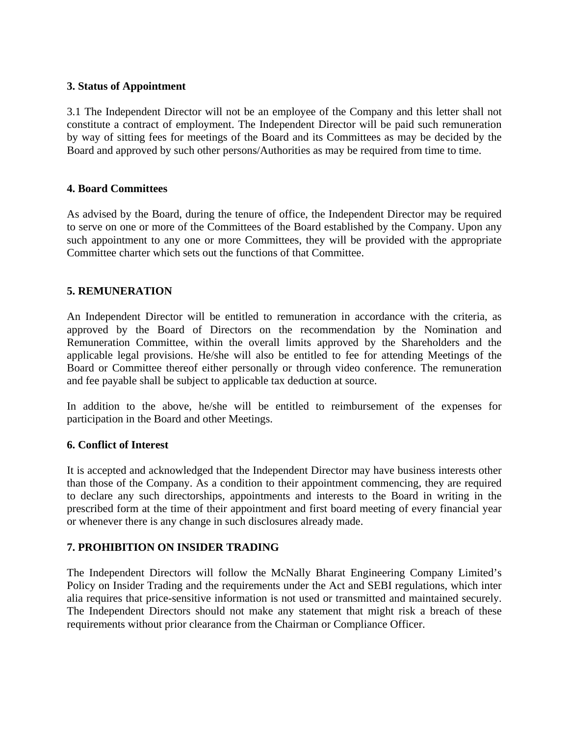**3. Status of Appointment**

3.1 The Independent Director will not be an employee of the Company and this letter shall not constitute a contract of employment. The Independent Director will be paid such remuneration by way of sitting fees for meetings of the Board and its Committees as may be decided by the Board and approved by such other persons/Authorities as may be required from time to time.

**4. Board Committees**

As advised by the Board, during the tenure of office, the Independent Director may be required to serve on one or more of the Committees of the Board established by the Company. Upon any such appointment to any one or more Committees, they will be provided with the appropriate Committee charter which sets out the functions of that Committee.

**5. REMUNERATION**

An Independent Director will be entitled to remuneration in accordance with the criteria, as approved by the Board of Directors on the recommendation by the Nomination and Remuneration Committee, within the overall limits approved by the Shareholders and the applicable legal provisions. He/she will also be entitled to fee for attending Meetings of the Board or Committee thereof either personally or through video conference. The remuneration and fee payable shall be subject to applicable tax deduction at source.

In addition to the above, he/she will be entitled to reimbursement of the expenses for participation in the Board and other Meetings.

**6. Conflict of Interest**

It is accepted and acknowledged that the Independent Director may have business interests other than those of the Company. As a condition to their appointment commencing, they are required to declare any such directorships, appointments and interests to the Board in writing in the prescribed form at the time of their appointment and first board meeting of every financial year or whenever there is any change in such disclosures already made.

**7. PROHIBITION ON INSIDER TRADING**

The Independent Directors will follow the McNally Bharat Engineering Company Limited's Policy on Insider Trading and the requirements under the Act and SEBI regulations, which inter alia requires that price-sensitive information is not used or transmitted and maintained securely. The Independent Directors should not make any statement that might risk a breach of these requirements without prior clearance from the Chairman or Compliance Officer.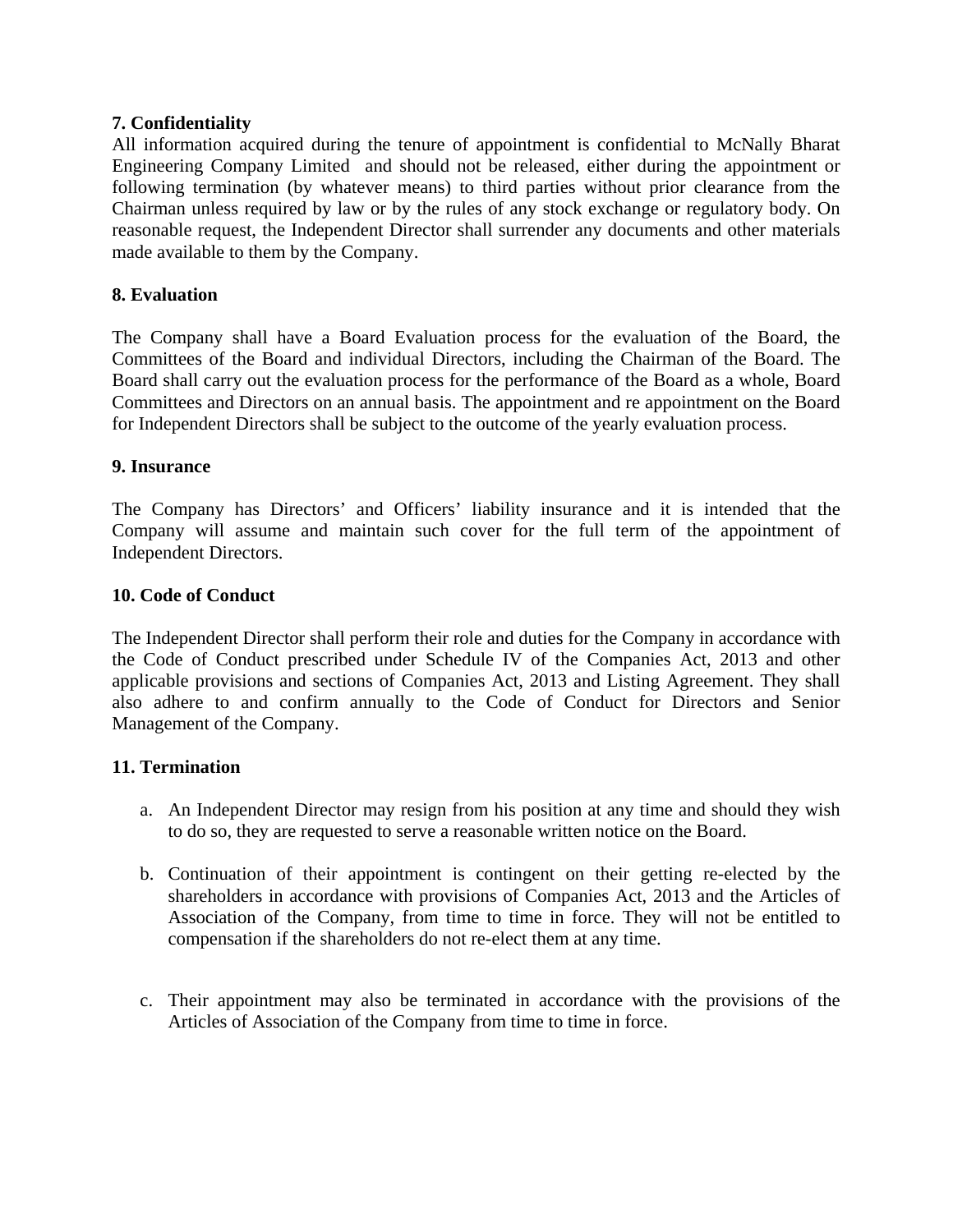**7. Confidentiality**

All information acquired during the tenure of appointment is confidential to McNally Bharat Engineering Company Limited and should not be released, either during the appointment or following termination (by whatever means) to third parties without prior clearance from the Chairman unless required by law or by the rules of any stock exchange or regulatory body. On reasonable request, the Independent Director shall surrender any documents and other materials made available to them by the Company.

**8. Evaluation**

The Company shall have a Board Evaluation process for the evaluation of the Board, the Committees of the Board and individual Directors, including the Chairman of the Board. The Board shall carry out the evaluation process for the performance of the Board as a whole, Board Committees and Directors on an annual basis. The appointment and re appointment on the Board for Independent Directors shall be subject to the outcome of the yearly evaluation process.

**9. Insurance**

The Company has Directors' and Officers' liability insurance and it is intended that the Company will assume and maintain such cover for the full term of the appointment of Independent Directors.

**10. Code of Conduct**

The Independent Director shall perform their role and duties for the Company in accordance with the Code of Conduct prescribed under Schedule IV of the Companies Act, 2013 and other applicable provisions and sections of Companies Act, 2013 and Listing Agreement. They shall also adhere to and confirm annually to the Code of Conduct for Directors and Senior Management of the Company.

**11. Termination**

a. An Independent Director may resign from his position at any time and should they wish to do so, they are requested to serve a reasonable written notice on the Board.

b. Continuation of their appointment is contingent on their getting re-elected by the shareholders in accordance with provisions of Companies Act, 2013 and the Articles of Association of the Company, from time to time in force. They will not be entitled to compensation if the shareholders do not re-elect them at any time.

c. Their appointment may also be terminated in accordance with the provisions of the Articles of Association of the Company from time to time in force.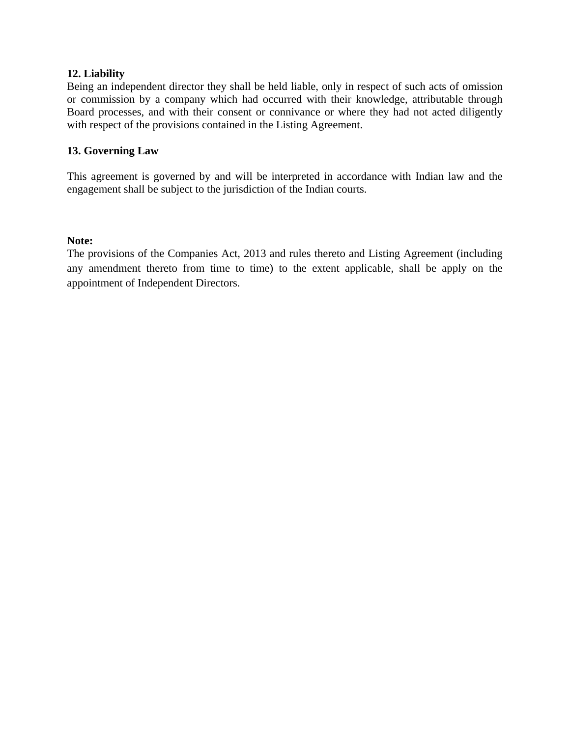**12. Liability**

Being an independent director they shall be held liable, only in respect of such acts of omission or commission by a company which had occurred with their knowledge, attributable through Board processes, and with their consent or connivance or where they had not acted diligently with respect of the provisions contained in the Listing Agreement.

**13. Governing Law**

This agreement is governed by and will be interpreted in accordance with Indian law and the engagement shall be subject to the jurisdiction of the Indian courts.

**Note:**

The provisions of the Companies Act, 2013 and rules thereto and Listing Agreement (including any amendment thereto from time to time) to the extent applicable, shall be apply on the appointment of Independent Directors.